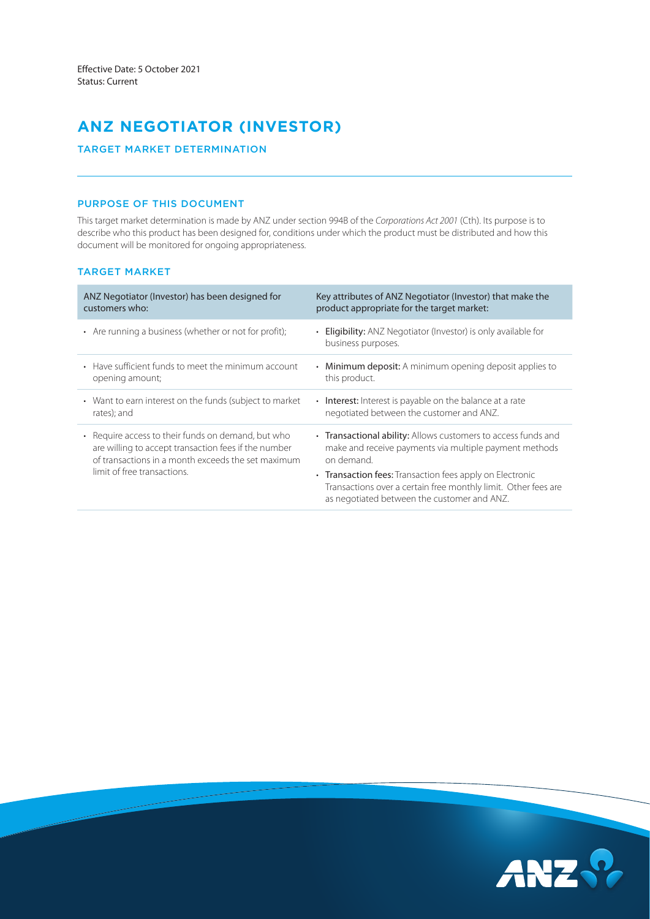Effective Date: 5 October 2021
Status: Current

# ANZ NEGOTIATOR (INVESTOR)

## TARGET MARKET DETERMINATION

### PURPOSE OF THIS DOCUMENT

This target market determination is made by ANZ under section 994B of the *Corporations Act 2001* (Cth). Its purpose is to describe who this product has been designed for, conditions under which the product must be distributed and how this document will be monitored for ongoing appropriateness.

### TARGET MARKET

| ANZ Negotiator (Investor) has been designed for customers who: | Key attributes of ANZ Negotiator (Investor) that make the product appropriate for the target market: |
|---|---|
| • Are running a business (whether or not for profit); | • **Eligibility:** ANZ Negotiator (Investor) is only available for business purposes. |
| • Have sufficient funds to meet the minimum account opening amount; | • **Minimum deposit:** A minimum opening deposit applies to this product. |
| • Want to earn interest on the funds (subject to market rates); and | • **Interest:** Interest is payable on the balance at a rate negotiated between the customer and ANZ. |
| • Require access to their funds on demand, but who are willing to accept transaction fees if the number of transactions in a month exceeds the set maximum limit of free transactions. | • **Transactional ability:** Allows customers to access funds and make and receive payments via multiple payment methods on demand. • **Transaction fees:** Transaction fees apply on Electronic Transactions over a certain free monthly limit. Other fees are as negotiated between the customer and ANZ. |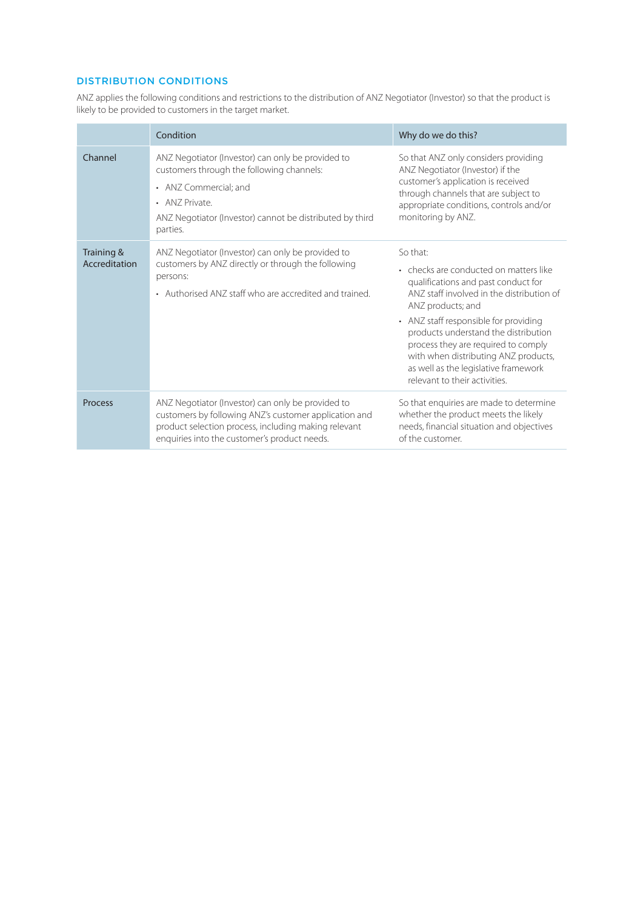## DISTRIBUTION CONDITIONS

ANZ applies the following conditions and restrictions to the distribution of ANZ Negotiator (Investor) so that the product is likely to be provided to customers in the target market.

| | Condition | Why do we do this? |
|---|---|---|
| Channel | ANZ Negotiator (Investor) can only be provided to customers through the following channels:<br>• ANZ Commercial; and<br>• ANZ Private.<br>ANZ Negotiator (Investor) cannot be distributed by third parties. | So that ANZ only considers providing ANZ Negotiator (Investor) if the customer's application is received through channels that are subject to appropriate conditions, controls and/or monitoring by ANZ. |
| Training & Accreditation | ANZ Negotiator (Investor) can only be provided to customers by ANZ directly or through the following persons:<br>• Authorised ANZ staff who are accredited and trained. | So that:<br>• checks are conducted on matters like qualifications and past conduct for ANZ staff involved in the distribution of ANZ products; and<br>• ANZ staff responsible for providing products understand the distribution process they are required to comply with when distributing ANZ products, as well as the legislative framework relevant to their activities. |
| Process | ANZ Negotiator (Investor) can only be provided to customers by following ANZ's customer application and product selection process, including making relevant enquiries into the customer's product needs. | So that enquiries are made to determine whether the product meets the likely needs, financial situation and objectives of the customer. |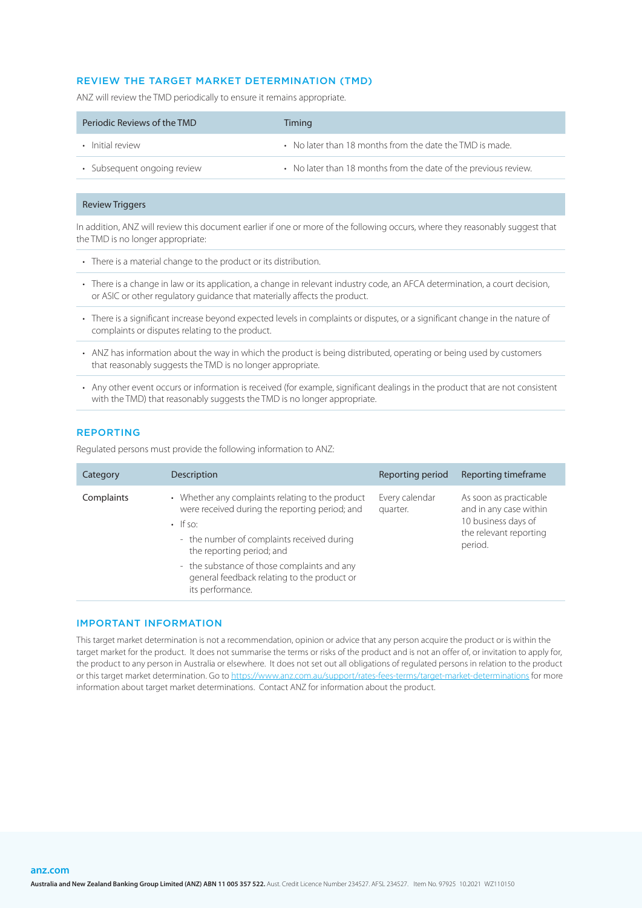## REVIEW THE TARGET MARKET DETERMINATION (TMD)

ANZ will review the TMD periodically to ensure it remains appropriate.

| Periodic Reviews of the TMD | Timing |
|---|---|
| • Initial review | • No later than 18 months from the date the TMD is made. |
| • Subsequent ongoing review | • No later than 18 months from the date of the previous review. |

### Review Triggers

In addition, ANZ will review this document earlier if one or more of the following occurs, where they reasonably suggest that the TMD is no longer appropriate:

- There is a material change to the product or its distribution.
- There is a change in law or its application, a change in relevant industry code, an AFCA determination, a court decision, or ASIC or other regulatory guidance that materially affects the product.
- There is a significant increase beyond expected levels in complaints or disputes, or a significant change in the nature of complaints or disputes relating to the product.
- ANZ has information about the way in which the product is being distributed, operating or being used by customers that reasonably suggests the TMD is no longer appropriate.
- Any other event occurs or information is received (for example, significant dealings in the product that are not consistent with the TMD) that reasonably suggests the TMD is no longer appropriate.

## REPORTING

Regulated persons must provide the following information to ANZ:

| Category | Description | Reporting period | Reporting timeframe |
|---|---|---|---|
| Complaints | • Whether any complaints relating to the product were received during the reporting period; and<br>• If so:<br>- the number of complaints received during the reporting period; and<br>- the substance of those complaints and any general feedback relating to the product or its performance. | Every calendar quarter. | As soon as practicable and in any case within 10 business days of the relevant reporting period. |

## IMPORTANT INFORMATION

This target market determination is not a recommendation, opinion or advice that any person acquire the product or is within the target market for the product. It does not summarise the terms or risks of the product and is not an offer of, or invitation to apply for, the product to any person in Australia or elsewhere. It does not set out all obligations of regulated persons in relation to the product or this target market determination. Go to https://www.anz.com.au/support/rates-fees-terms/target-market-determinations for more information about target market determinations. Contact ANZ for information about the product.

anz.com

**Australia and New Zealand Banking Group Limited (ANZ) ABN 11 005 357 522.** Aust. Credit Licence Number 234527. AFSL 234527. Item No. 97925 10.2021 WZ110150